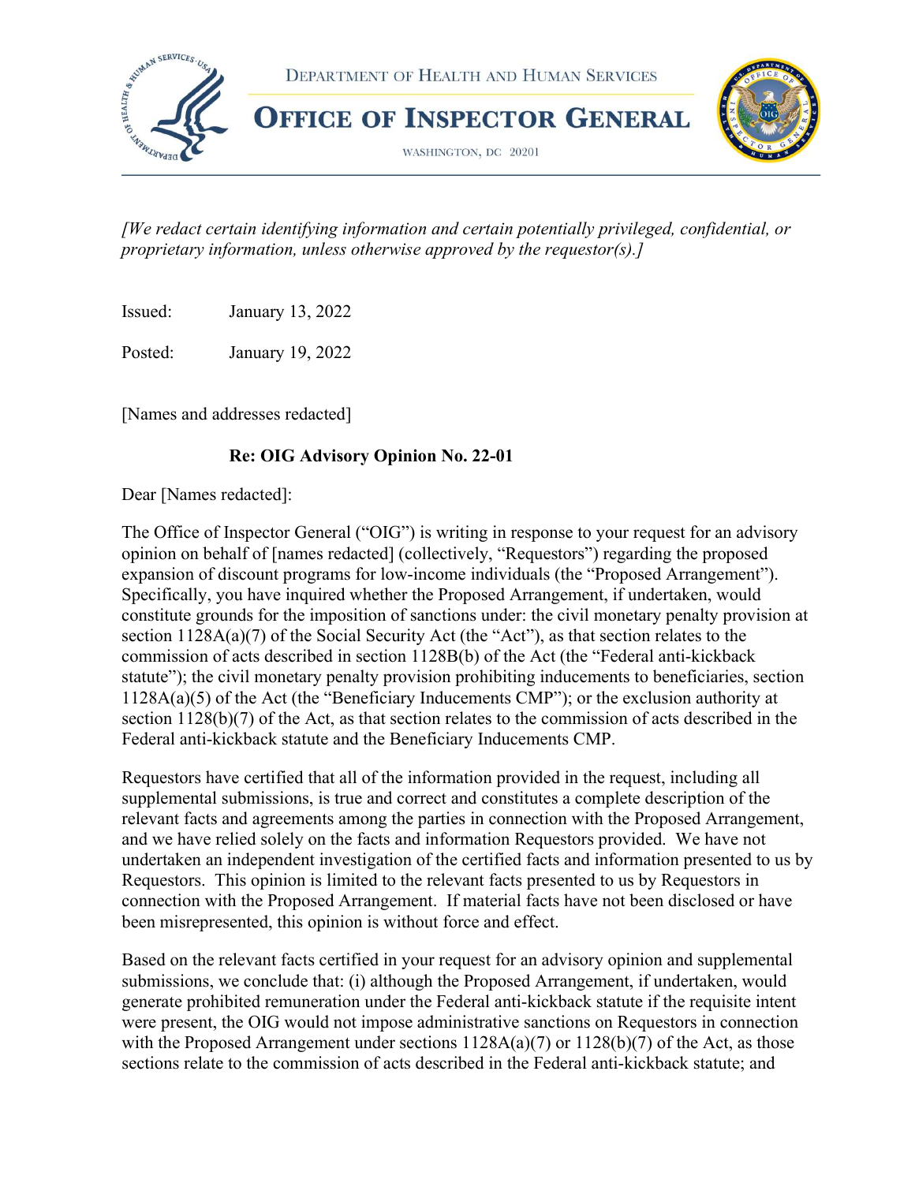DEPARTMENT OF HEALTH AND HUMAN SERVICES

# OFFICE OF INSPECTOR GENERAL

WASHINGTON, DC 20201

*[We redact certain identifying information and certain potentially privileged, confidential, or proprietary information, unless otherwise approved by the requestor(s).]*

Issued: January 13, 2022

Posted: January 19, 2022

[Names and addresses redacted]

**Re: OIG Advisory Opinion No. 22-01**

Dear [Names redacted]:

The Office of Inspector General ("OIG") is writing in response to your request for an advisory opinion on behalf of [names redacted] (collectively, "Requestors") regarding the proposed expansion of discount programs for low-income individuals (the "Proposed Arrangement"). Specifically, you have inquired whether the Proposed Arrangement, if undertaken, would constitute grounds for the imposition of sanctions under: the civil monetary penalty provision at section 1128A(a)(7) of the Social Security Act (the "Act"), as that section relates to the commission of acts described in section 1128B(b) of the Act (the "Federal anti-kickback statute"); the civil monetary penalty provision prohibiting inducements to beneficiaries, section 1128A(a)(5) of the Act (the "Beneficiary Inducements CMP"); or the exclusion authority at section 1128(b)(7) of the Act, as that section relates to the commission of acts described in the Federal anti-kickback statute and the Beneficiary Inducements CMP.

Requestors have certified that all of the information provided in the request, including all supplemental submissions, is true and correct and constitutes a complete description of the relevant facts and agreements among the parties in connection with the Proposed Arrangement, and we have relied solely on the facts and information Requestors provided. We have not undertaken an independent investigation of the certified facts and information presented to us by Requestors. This opinion is limited to the relevant facts presented to us by Requestors in connection with the Proposed Arrangement. If material facts have not been disclosed or have been misrepresented, this opinion is without force and effect.

Based on the relevant facts certified in your request for an advisory opinion and supplemental submissions, we conclude that: (i) although the Proposed Arrangement, if undertaken, would generate prohibited remuneration under the Federal anti-kickback statute if the requisite intent were present, the OIG would not impose administrative sanctions on Requestors in connection with the Proposed Arrangement under sections 1128A(a)(7) or 1128(b)(7) of the Act, as those sections relate to the commission of acts described in the Federal anti-kickback statute; and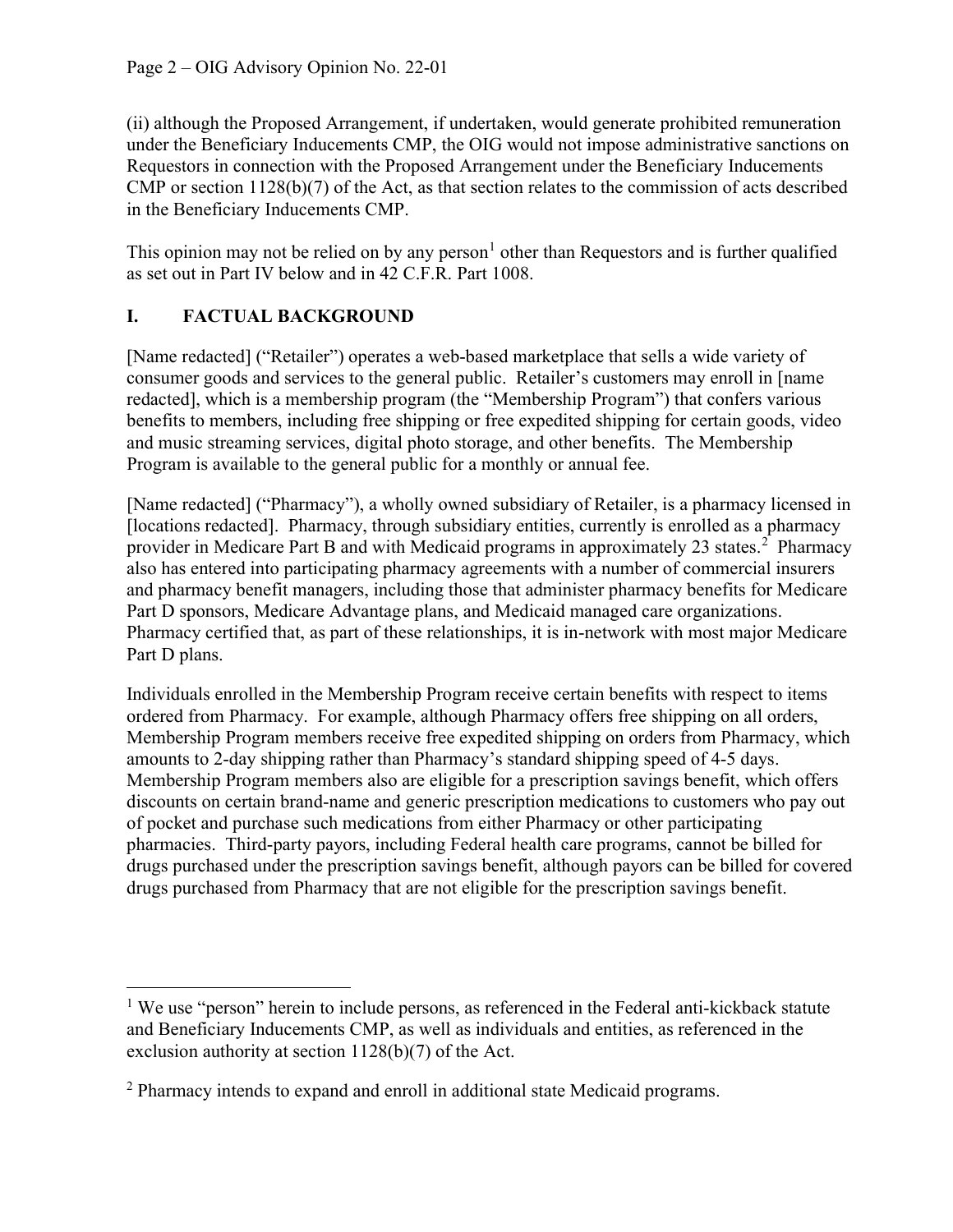(ii) although the Proposed Arrangement, if undertaken, would generate prohibited remuneration under the Beneficiary Inducements CMP, the OIG would not impose administrative sanctions on Requestors in connection with the Proposed Arrangement under the Beneficiary Inducements CMP or section 1128(b)(7) of the Act, as that section relates to the commission of acts described in the Beneficiary Inducements CMP.

This opinion may not be relied on by any person[1] other than Requestors and is further qualified as set out in Part IV below and in 42 C.F.R. Part 1008.

## I. FACTUAL BACKGROUND

[Name redacted] ("Retailer") operates a web-based marketplace that sells a wide variety of consumer goods and services to the general public. Retailer's customers may enroll in [name redacted], which is a membership program (the "Membership Program") that confers various benefits to members, including free shipping or free expedited shipping for certain goods, video and music streaming services, digital photo storage, and other benefits. The Membership Program is available to the general public for a monthly or annual fee.

[Name redacted] ("Pharmacy"), a wholly owned subsidiary of Retailer, is a pharmacy licensed in [locations redacted]. Pharmacy, through subsidiary entities, currently is enrolled as a pharmacy provider in Medicare Part B and with Medicaid programs in approximately 23 states.[2] Pharmacy also has entered into participating pharmacy agreements with a number of commercial insurers and pharmacy benefit managers, including those that administer pharmacy benefits for Medicare Part D sponsors, Medicare Advantage plans, and Medicaid managed care organizations. Pharmacy certified that, as part of these relationships, it is in-network with most major Medicare Part D plans.

Individuals enrolled in the Membership Program receive certain benefits with respect to items ordered from Pharmacy. For example, although Pharmacy offers free shipping on all orders, Membership Program members receive free expedited shipping on orders from Pharmacy, which amounts to 2-day shipping rather than Pharmacy's standard shipping speed of 4-5 days. Membership Program members also are eligible for a prescription savings benefit, which offers discounts on certain brand-name and generic prescription medications to customers who pay out of pocket and purchase such medications from either Pharmacy or other participating pharmacies. Third-party payors, including Federal health care programs, cannot be billed for drugs purchased under the prescription savings benefit, although payors can be billed for covered drugs purchased from Pharmacy that are not eligible for the prescription savings benefit.

---

[1] We use "person" herein to include persons, as referenced in the Federal anti-kickback statute and Beneficiary Inducements CMP, as well as individuals and entities, as referenced in the exclusion authority at section 1128(b)(7) of the Act.

[2] Pharmacy intends to expand and enroll in additional state Medicaid programs.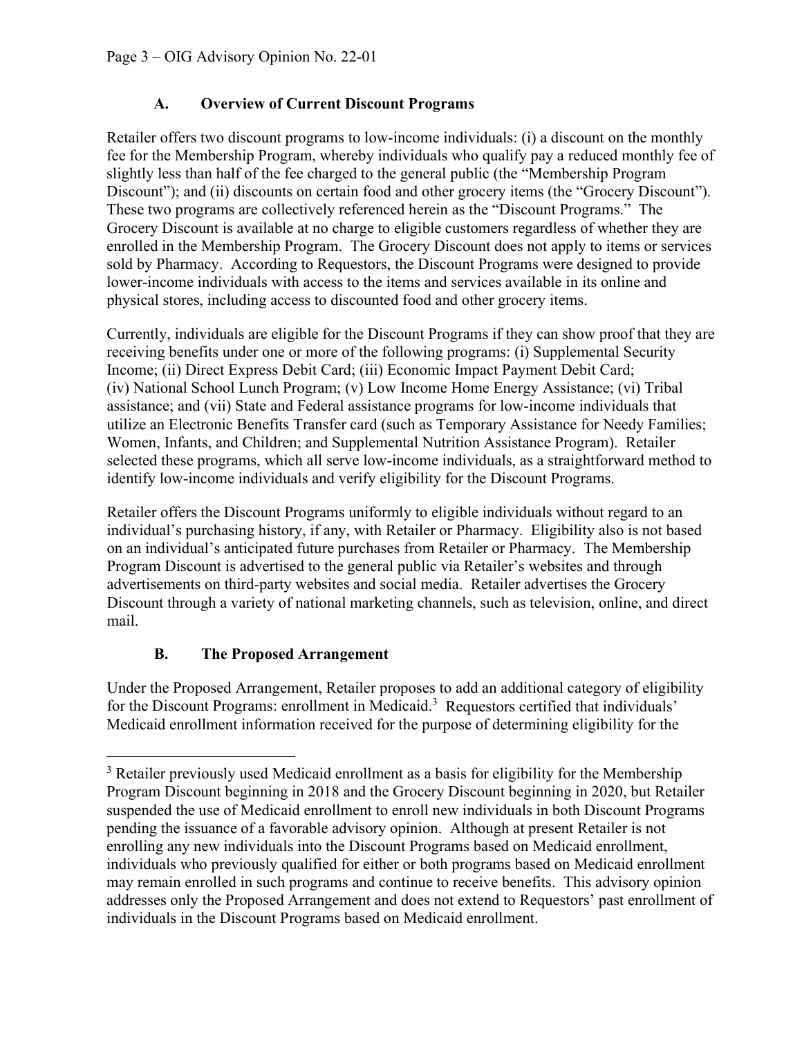### A. Overview of Current Discount Programs

Retailer offers two discount programs to low-income individuals: (i) a discount on the monthly fee for the Membership Program, whereby individuals who qualify pay a reduced monthly fee of slightly less than half of the fee charged to the general public (the "Membership Program Discount"); and (ii) discounts on certain food and other grocery items (the "Grocery Discount"). These two programs are collectively referenced herein as the "Discount Programs." The Grocery Discount is available at no charge to eligible customers regardless of whether they are enrolled in the Membership Program. The Grocery Discount does not apply to items or services sold by Pharmacy. According to Requestors, the Discount Programs were designed to provide lower-income individuals with access to the items and services available in its online and physical stores, including access to discounted food and other grocery items.

Currently, individuals are eligible for the Discount Programs if they can show proof that they are receiving benefits under one or more of the following programs: (i) Supplemental Security Income; (ii) Direct Express Debit Card; (iii) Economic Impact Payment Debit Card; (iv) National School Lunch Program; (v) Low Income Home Energy Assistance; (vi) Tribal assistance; and (vii) State and Federal assistance programs for low-income individuals that utilize an Electronic Benefits Transfer card (such as Temporary Assistance for Needy Families; Women, Infants, and Children; and Supplemental Nutrition Assistance Program). Retailer selected these programs, which all serve low-income individuals, as a straightforward method to identify low-income individuals and verify eligibility for the Discount Programs.

Retailer offers the Discount Programs uniformly to eligible individuals without regard to an individual's purchasing history, if any, with Retailer or Pharmacy. Eligibility also is not based on an individual's anticipated future purchases from Retailer or Pharmacy. The Membership Program Discount is advertised to the general public via Retailer's websites and through advertisements on third-party websites and social media. Retailer advertises the Grocery Discount through a variety of national marketing channels, such as television, online, and direct mail.

### B. The Proposed Arrangement

Under the Proposed Arrangement, Retailer proposes to add an additional category of eligibility for the Discount Programs: enrollment in Medicaid.[3] Requestors certified that individuals' Medicaid enrollment information received for the purpose of determining eligibility for the

[3] Retailer previously used Medicaid enrollment as a basis for eligibility for the Membership Program Discount beginning in 2018 and the Grocery Discount beginning in 2020, but Retailer suspended the use of Medicaid enrollment to enroll new individuals in both Discount Programs pending the issuance of a favorable advisory opinion. Although at present Retailer is not enrolling any new individuals into the Discount Programs based on Medicaid enrollment, individuals who previously qualified for either or both programs based on Medicaid enrollment may remain enrolled in such programs and continue to receive benefits. This advisory opinion addresses only the Proposed Arrangement and does not extend to Requestors' past enrollment of individuals in the Discount Programs based on Medicaid enrollment.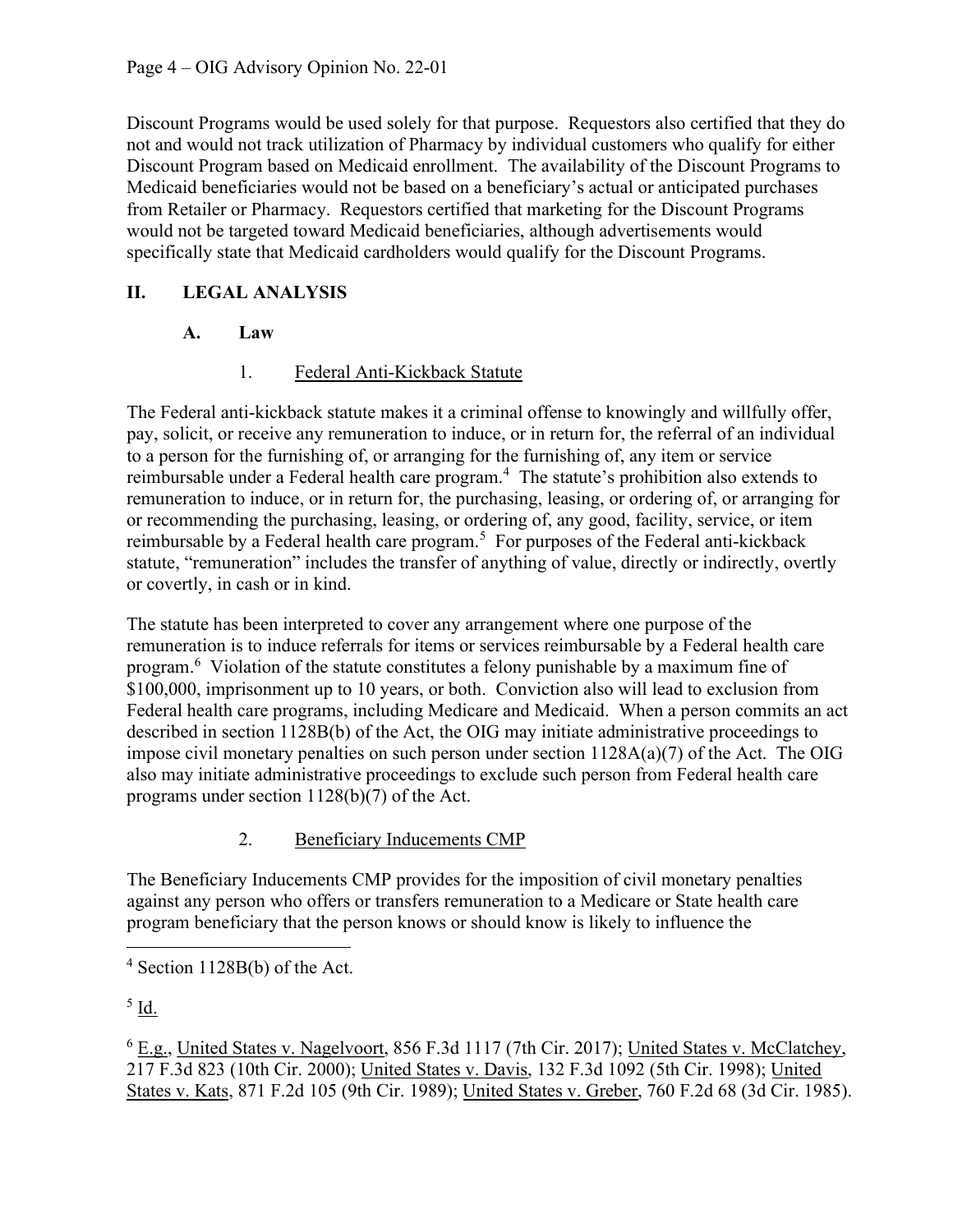Discount Programs would be used solely for that purpose. Requestors also certified that they do not and would not track utilization of Pharmacy by individual customers who qualify for either Discount Program based on Medicaid enrollment. The availability of the Discount Programs to Medicaid beneficiaries would not be based on a beneficiary's actual or anticipated purchases from Retailer or Pharmacy. Requestors certified that marketing for the Discount Programs would not be targeted toward Medicaid beneficiaries, although advertisements would specifically state that Medicaid cardholders would qualify for the Discount Programs.

## II. LEGAL ANALYSIS

### A. Law

#### 1. Federal Anti-Kickback Statute

The Federal anti-kickback statute makes it a criminal offense to knowingly and willfully offer, pay, solicit, or receive any remuneration to induce, or in return for, the referral of an individual to a person for the furnishing of, or arranging for the furnishing of, any item or service reimbursable under a Federal health care program.[4] The statute's prohibition also extends to remuneration to induce, or in return for, the purchasing, leasing, or ordering of, or arranging for or recommending the purchasing, leasing, or ordering of, any good, facility, service, or item reimbursable by a Federal health care program.[5] For purposes of the Federal anti-kickback statute, "remuneration" includes the transfer of anything of value, directly or indirectly, overtly or covertly, in cash or in kind.

The statute has been interpreted to cover any arrangement where one purpose of the remuneration is to induce referrals for items or services reimbursable by a Federal health care program.[6] Violation of the statute constitutes a felony punishable by a maximum fine of $100,000, imprisonment up to 10 years, or both. Conviction also will lead to exclusion from Federal health care programs, including Medicare and Medicaid. When a person commits an act described in section 1128B(b) of the Act, the OIG may initiate administrative proceedings to impose civil monetary penalties on such person under section 1128A(a)(7) of the Act. The OIG also may initiate administrative proceedings to exclude such person from Federal health care programs under section 1128(b)(7) of the Act.

#### 2. Beneficiary Inducements CMP

The Beneficiary Inducements CMP provides for the imposition of civil monetary penalties against any person who offers or transfers remuneration to a Medicare or State health care program beneficiary that the person knows or should know is likely to influence the

---

[4] Section 1128B(b) of the Act.

[5] Id.

[6] E.g., United States v. Nagelvoort, 856 F.3d 1117 (7th Cir. 2017); United States v. McClatchey, 217 F.3d 823 (10th Cir. 2000); United States v. Davis, 132 F.3d 1092 (5th Cir. 1998); United States v. Kats, 871 F.2d 105 (9th Cir. 1989); United States v. Greber, 760 F.2d 68 (3d Cir. 1985).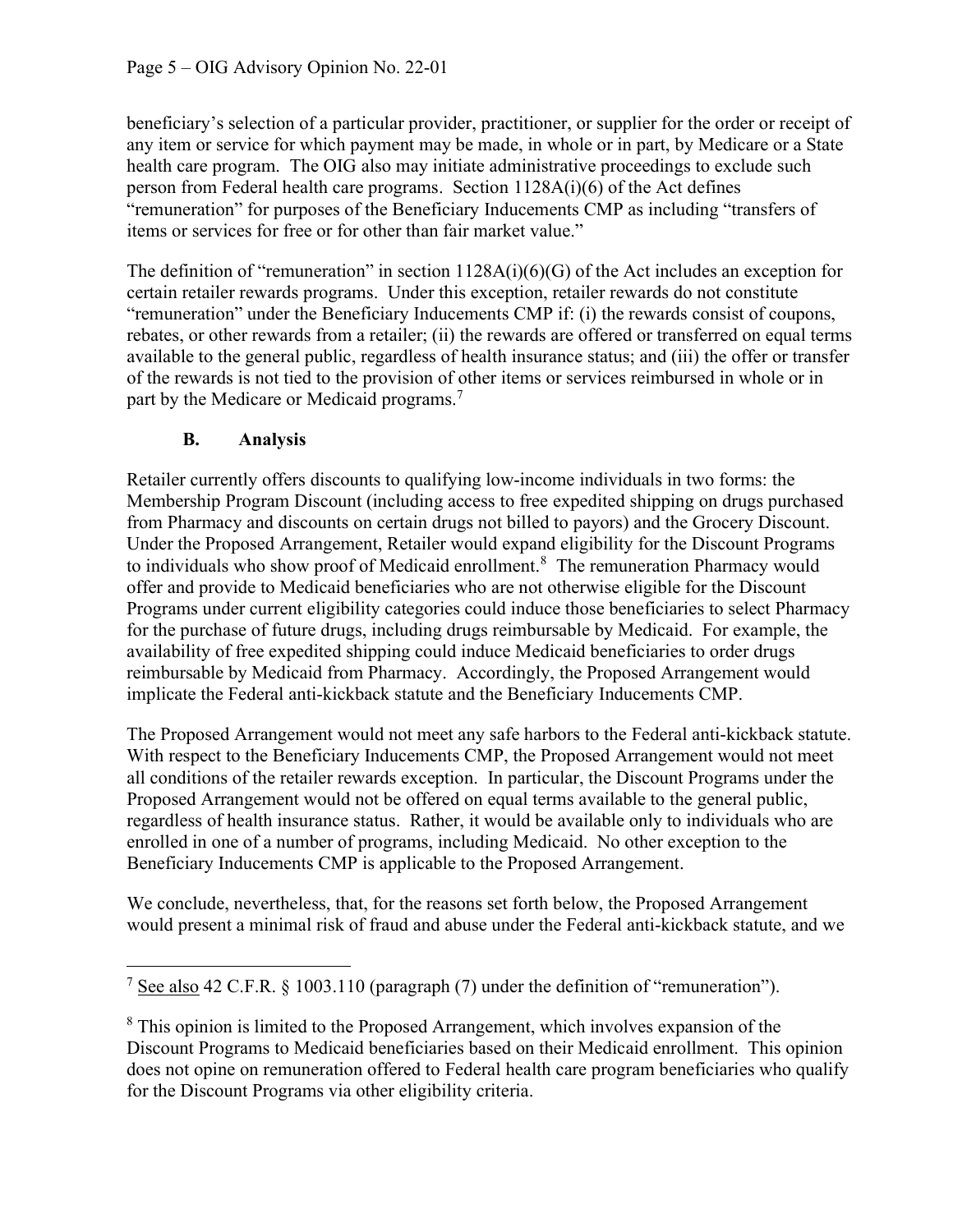beneficiary's selection of a particular provider, practitioner, or supplier for the order or receipt of any item or service for which payment may be made, in whole or in part, by Medicare or a State health care program. The OIG also may initiate administrative proceedings to exclude such person from Federal health care programs. Section 1128A(i)(6) of the Act defines "remuneration" for purposes of the Beneficiary Inducements CMP as including "transfers of items or services for free or for other than fair market value."

The definition of "remuneration" in section 1128A(i)(6)(G) of the Act includes an exception for certain retailer rewards programs. Under this exception, retailer rewards do not constitute "remuneration" under the Beneficiary Inducements CMP if: (i) the rewards consist of coupons, rebates, or other rewards from a retailer; (ii) the rewards are offered or transferred on equal terms available to the general public, regardless of health insurance status; and (iii) the offer or transfer of the rewards is not tied to the provision of other items or services reimbursed in whole or in part by the Medicare or Medicaid programs.[7]

### B. Analysis

Retailer currently offers discounts to qualifying low-income individuals in two forms: the Membership Program Discount (including access to free expedited shipping on drugs purchased from Pharmacy and discounts on certain drugs not billed to payors) and the Grocery Discount. Under the Proposed Arrangement, Retailer would expand eligibility for the Discount Programs to individuals who show proof of Medicaid enrollment.[8] The remuneration Pharmacy would offer and provide to Medicaid beneficiaries who are not otherwise eligible for the Discount Programs under current eligibility categories could induce those beneficiaries to select Pharmacy for the purchase of future drugs, including drugs reimbursable by Medicaid. For example, the availability of free expedited shipping could induce Medicaid beneficiaries to order drugs reimbursable by Medicaid from Pharmacy. Accordingly, the Proposed Arrangement would implicate the Federal anti-kickback statute and the Beneficiary Inducements CMP.

The Proposed Arrangement would not meet any safe harbors to the Federal anti-kickback statute. With respect to the Beneficiary Inducements CMP, the Proposed Arrangement would not meet all conditions of the retailer rewards exception. In particular, the Discount Programs under the Proposed Arrangement would not be offered on equal terms available to the general public, regardless of health insurance status. Rather, it would be available only to individuals who are enrolled in one of a number of programs, including Medicaid. No other exception to the Beneficiary Inducements CMP is applicable to the Proposed Arrangement.

We conclude, nevertheless, that, for the reasons set forth below, the Proposed Arrangement would present a minimal risk of fraud and abuse under the Federal anti-kickback statute, and we

---

[7] See also 42 C.F.R. § 1003.110 (paragraph (7) under the definition of "remuneration").

[8] This opinion is limited to the Proposed Arrangement, which involves expansion of the Discount Programs to Medicaid beneficiaries based on their Medicaid enrollment. This opinion does not opine on remuneration offered to Federal health care program beneficiaries who qualify for the Discount Programs via other eligibility criteria.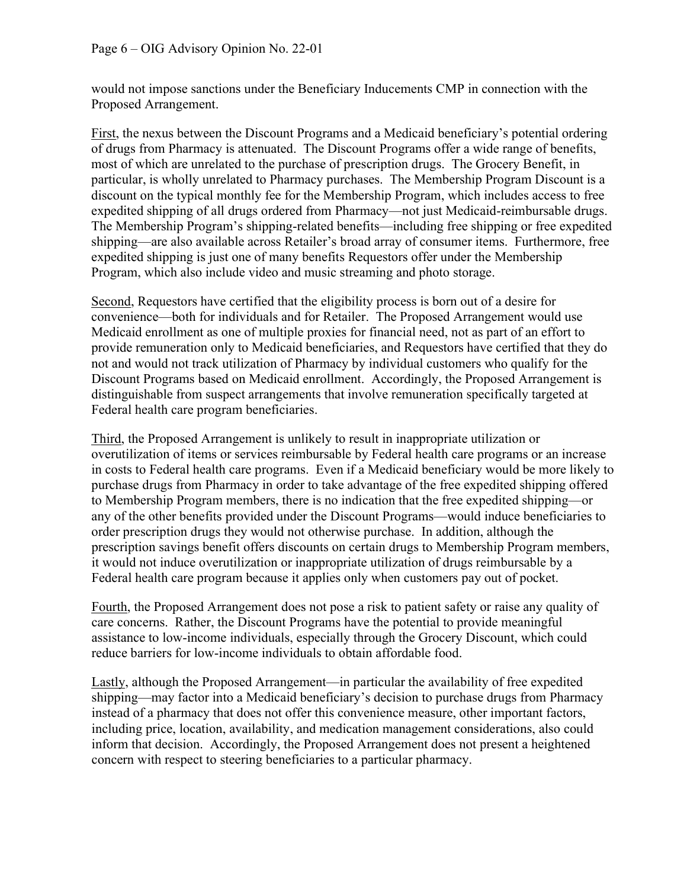would not impose sanctions under the Beneficiary Inducements CMP in connection with the Proposed Arrangement.

First, the nexus between the Discount Programs and a Medicaid beneficiary's potential ordering of drugs from Pharmacy is attenuated. The Discount Programs offer a wide range of benefits, most of which are unrelated to the purchase of prescription drugs. The Grocery Benefit, in particular, is wholly unrelated to Pharmacy purchases. The Membership Program Discount is a discount on the typical monthly fee for the Membership Program, which includes access to free expedited shipping of all drugs ordered from Pharmacy—not just Medicaid-reimbursable drugs. The Membership Program's shipping-related benefits—including free shipping or free expedited shipping—are also available across Retailer's broad array of consumer items. Furthermore, free expedited shipping is just one of many benefits Requestors offer under the Membership Program, which also include video and music streaming and photo storage.

Second, Requestors have certified that the eligibility process is born out of a desire for convenience—both for individuals and for Retailer. The Proposed Arrangement would use Medicaid enrollment as one of multiple proxies for financial need, not as part of an effort to provide remuneration only to Medicaid beneficiaries, and Requestors have certified that they do not and would not track utilization of Pharmacy by individual customers who qualify for the Discount Programs based on Medicaid enrollment. Accordingly, the Proposed Arrangement is distinguishable from suspect arrangements that involve remuneration specifically targeted at Federal health care program beneficiaries.

Third, the Proposed Arrangement is unlikely to result in inappropriate utilization or overutilization of items or services reimbursable by Federal health care programs or an increase in costs to Federal health care programs. Even if a Medicaid beneficiary would be more likely to purchase drugs from Pharmacy in order to take advantage of the free expedited shipping offered to Membership Program members, there is no indication that the free expedited shipping—or any of the other benefits provided under the Discount Programs—would induce beneficiaries to order prescription drugs they would not otherwise purchase. In addition, although the prescription savings benefit offers discounts on certain drugs to Membership Program members, it would not induce overutilization or inappropriate utilization of drugs reimbursable by a Federal health care program because it applies only when customers pay out of pocket.

Fourth, the Proposed Arrangement does not pose a risk to patient safety or raise any quality of care concerns. Rather, the Discount Programs have the potential to provide meaningful assistance to low-income individuals, especially through the Grocery Discount, which could reduce barriers for low-income individuals to obtain affordable food.

Lastly, although the Proposed Arrangement—in particular the availability of free expedited shipping—may factor into a Medicaid beneficiary's decision to purchase drugs from Pharmacy instead of a pharmacy that does not offer this convenience measure, other important factors, including price, location, availability, and medication management considerations, also could inform that decision. Accordingly, the Proposed Arrangement does not present a heightened concern with respect to steering beneficiaries to a particular pharmacy.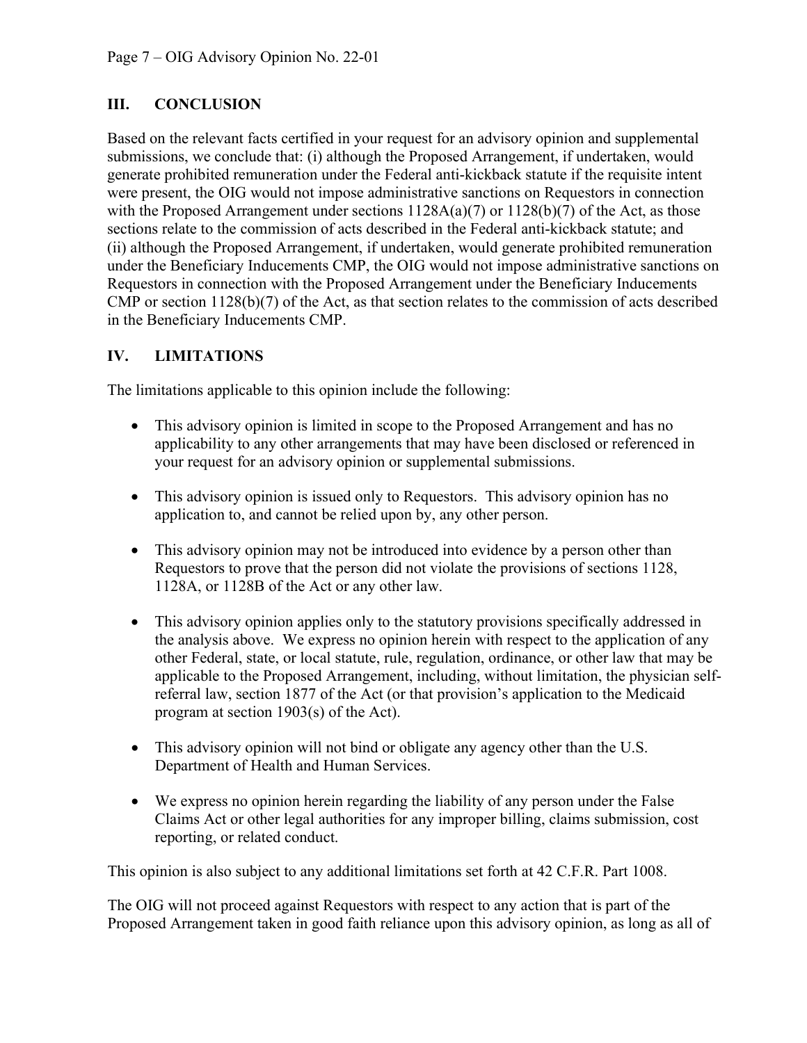## III. CONCLUSION

Based on the relevant facts certified in your request for an advisory opinion and supplemental submissions, we conclude that: (i) although the Proposed Arrangement, if undertaken, would generate prohibited remuneration under the Federal anti-kickback statute if the requisite intent were present, the OIG would not impose administrative sanctions on Requestors in connection with the Proposed Arrangement under sections 1128A(a)(7) or 1128(b)(7) of the Act, as those sections relate to the commission of acts described in the Federal anti-kickback statute; and (ii) although the Proposed Arrangement, if undertaken, would generate prohibited remuneration under the Beneficiary Inducements CMP, the OIG would not impose administrative sanctions on Requestors in connection with the Proposed Arrangement under the Beneficiary Inducements CMP or section 1128(b)(7) of the Act, as that section relates to the commission of acts described in the Beneficiary Inducements CMP.

## IV. LIMITATIONS

The limitations applicable to this opinion include the following:

- This advisory opinion is limited in scope to the Proposed Arrangement and has no applicability to any other arrangements that may have been disclosed or referenced in your request for an advisory opinion or supplemental submissions.
- This advisory opinion is issued only to Requestors. This advisory opinion has no application to, and cannot be relied upon by, any other person.
- This advisory opinion may not be introduced into evidence by a person other than Requestors to prove that the person did not violate the provisions of sections 1128, 1128A, or 1128B of the Act or any other law.
- This advisory opinion applies only to the statutory provisions specifically addressed in the analysis above. We express no opinion herein with respect to the application of any other Federal, state, or local statute, rule, regulation, ordinance, or other law that may be applicable to the Proposed Arrangement, including, without limitation, the physician self-referral law, section 1877 of the Act (or that provision's application to the Medicaid program at section 1903(s) of the Act).
- This advisory opinion will not bind or obligate any agency other than the U.S. Department of Health and Human Services.
- We express no opinion herein regarding the liability of any person under the False Claims Act or other legal authorities for any improper billing, claims submission, cost reporting, or related conduct.

This opinion is also subject to any additional limitations set forth at 42 C.F.R. Part 1008.

The OIG will not proceed against Requestors with respect to any action that is part of the Proposed Arrangement taken in good faith reliance upon this advisory opinion, as long as all of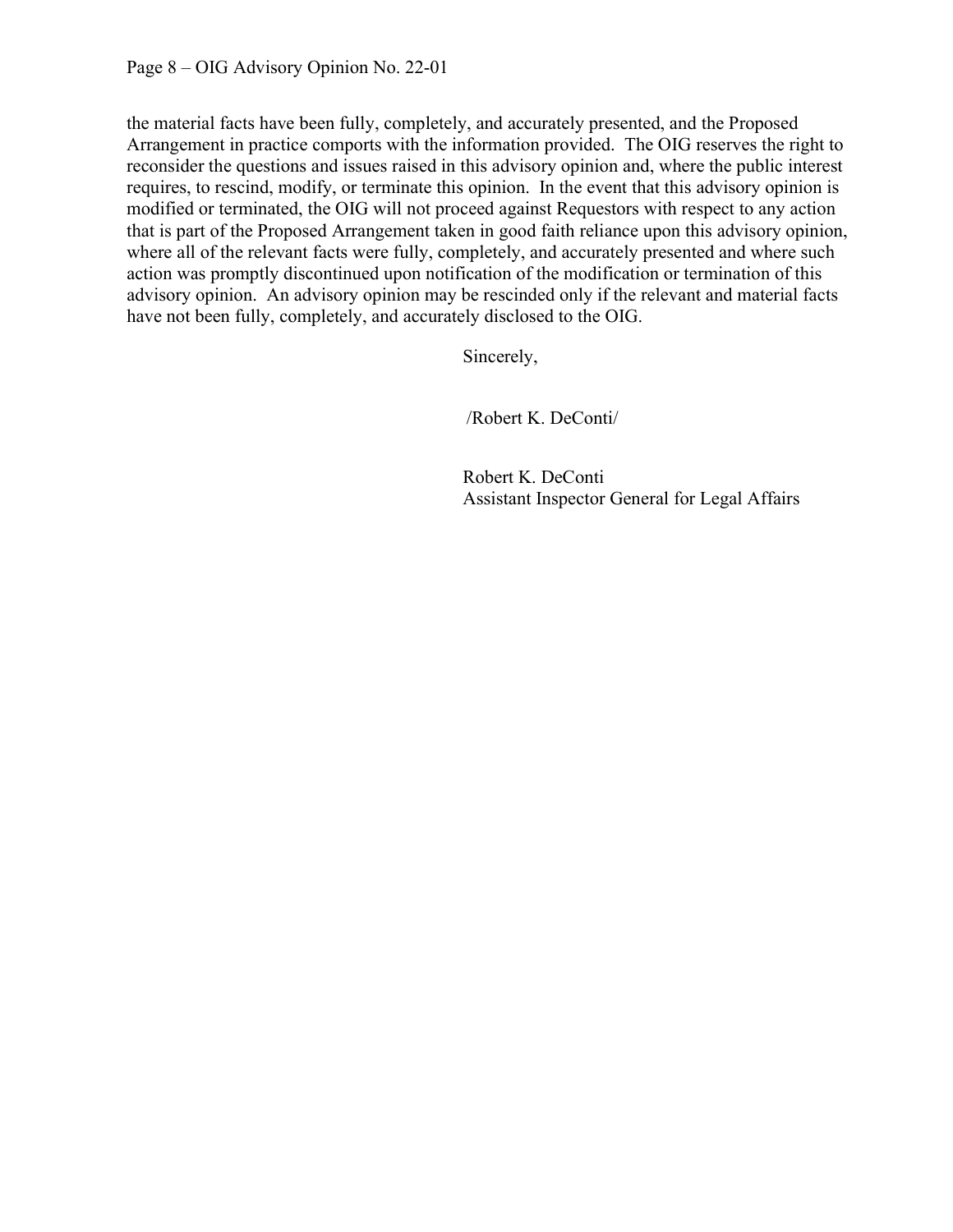the material facts have been fully, completely, and accurately presented, and the Proposed Arrangement in practice comports with the information provided. The OIG reserves the right to reconsider the questions and issues raised in this advisory opinion and, where the public interest requires, to rescind, modify, or terminate this opinion. In the event that this advisory opinion is modified or terminated, the OIG will not proceed against Requestors with respect to any action that is part of the Proposed Arrangement taken in good faith reliance upon this advisory opinion, where all of the relevant facts were fully, completely, and accurately presented and where such action was promptly discontinued upon notification of the modification or termination of this advisory opinion. An advisory opinion may be rescinded only if the relevant and material facts have not been fully, completely, and accurately disclosed to the OIG.

Sincerely,

/Robert K. DeConti/

Robert K. DeConti
Assistant Inspector General for Legal Affairs